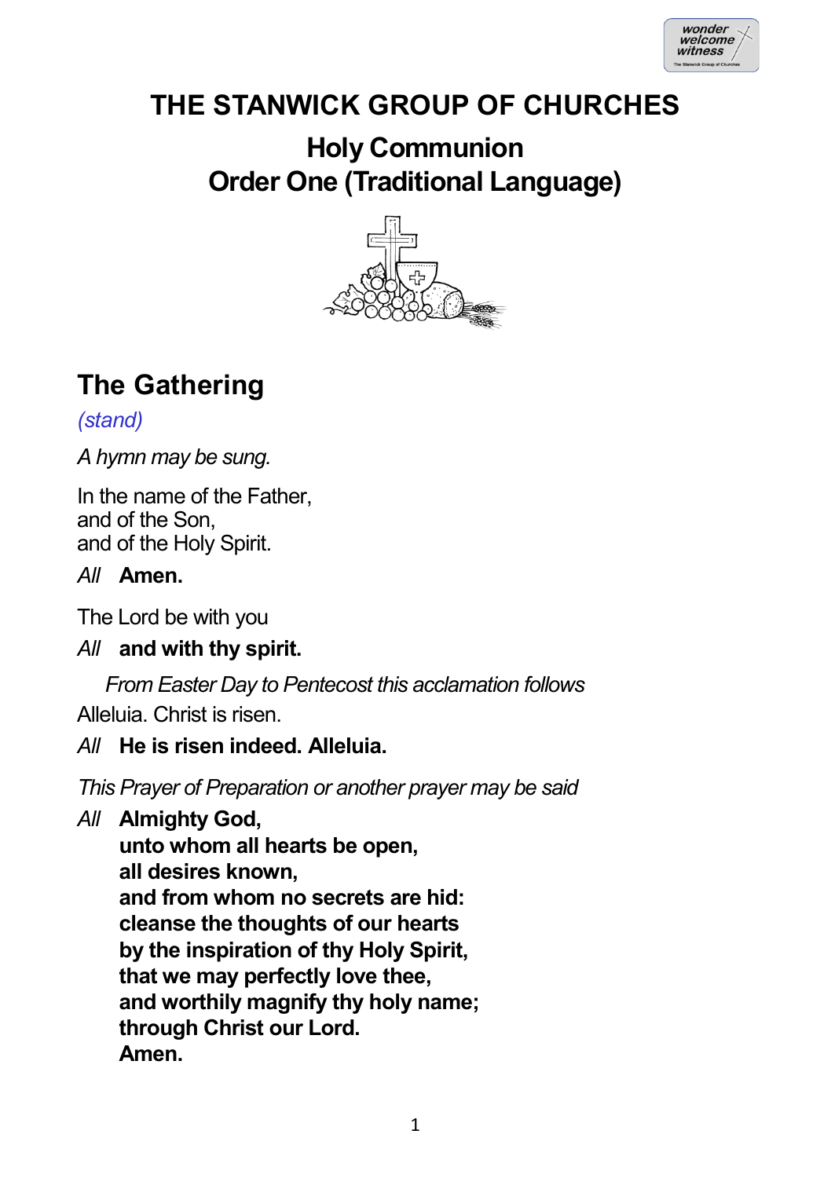# THE STANWICK GROUP OF CHURCHES

## Holy Communion
## Order One (Traditional Language)

## The Gathering

*(stand)*

*A hymn may be sung.*

In the name of the Father,
and of the Son,
and of the Holy Spirit.

*All* **Amen.**

The Lord be with you

*All* **and with thy spirit.**

*From Easter Day to Pentecost this acclamation follows*

Alleluia. Christ is risen.

*All* **He is risen indeed. Alleluia.**

*This Prayer of Preparation or another prayer may be said*

*All* **Almighty God,**
**unto whom all hearts be open,**
**all desires known,**
**and from whom no secrets are hid:**
**cleanse the thoughts of our hearts**
**by the inspiration of thy Holy Spirit,**
**that we may perfectly love thee,**
**and worthily magnify thy holy name;**
**through Christ our Lord.**
**Amen.**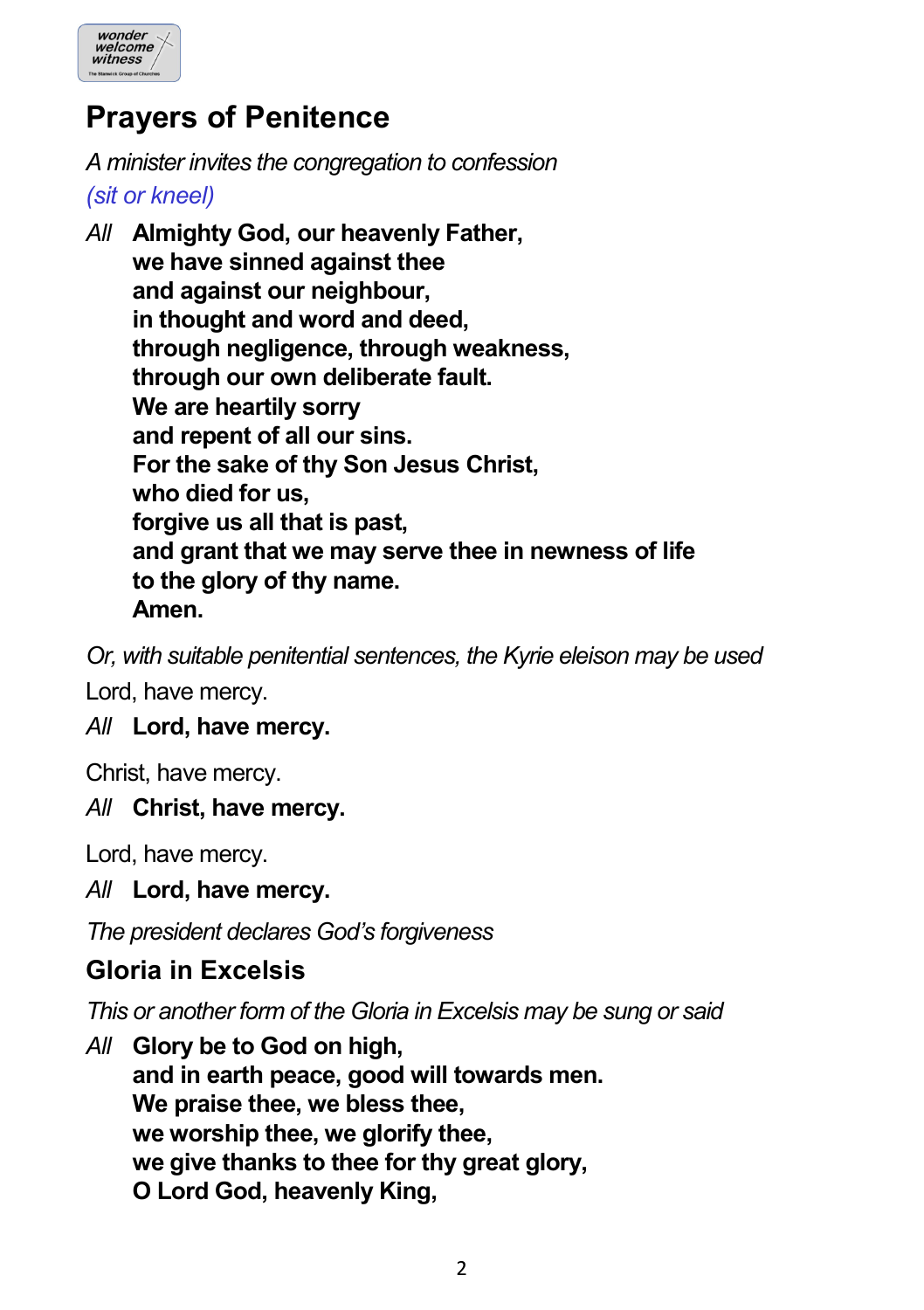## Prayers of Penitence

*A minister invites the congregation to confession*

*(sit or kneel)*

*All* **Almighty God, our heavenly Father,**
**we have sinned against thee**
**and against our neighbour,**
**in thought and word and deed,**
**through negligence, through weakness,**
**through our own deliberate fault.**
**We are heartily sorry**
**and repent of all our sins.**
**For the sake of thy Son Jesus Christ,**
**who died for us,**
**forgive us all that is past,**
**and grant that we may serve thee in newness of life**
**to the glory of thy name.**
**Amen.**

*Or, with suitable penitential sentences, the Kyrie eleison may be used*

Lord, have mercy.

*All* **Lord, have mercy.**

Christ, have mercy.

*All* **Christ, have mercy.**

Lord, have mercy.

*All* **Lord, have mercy.**

*The president declares God's forgiveness*

## Gloria in Excelsis

*This or another form of the Gloria in Excelsis may be sung or said*

*All* **Glory be to God on high,**
**and in earth peace, good will towards men.**
**We praise thee, we bless thee,**
**we worship thee, we glorify thee,**
**we give thanks to thee for thy great glory,**
**O Lord God, heavenly King,**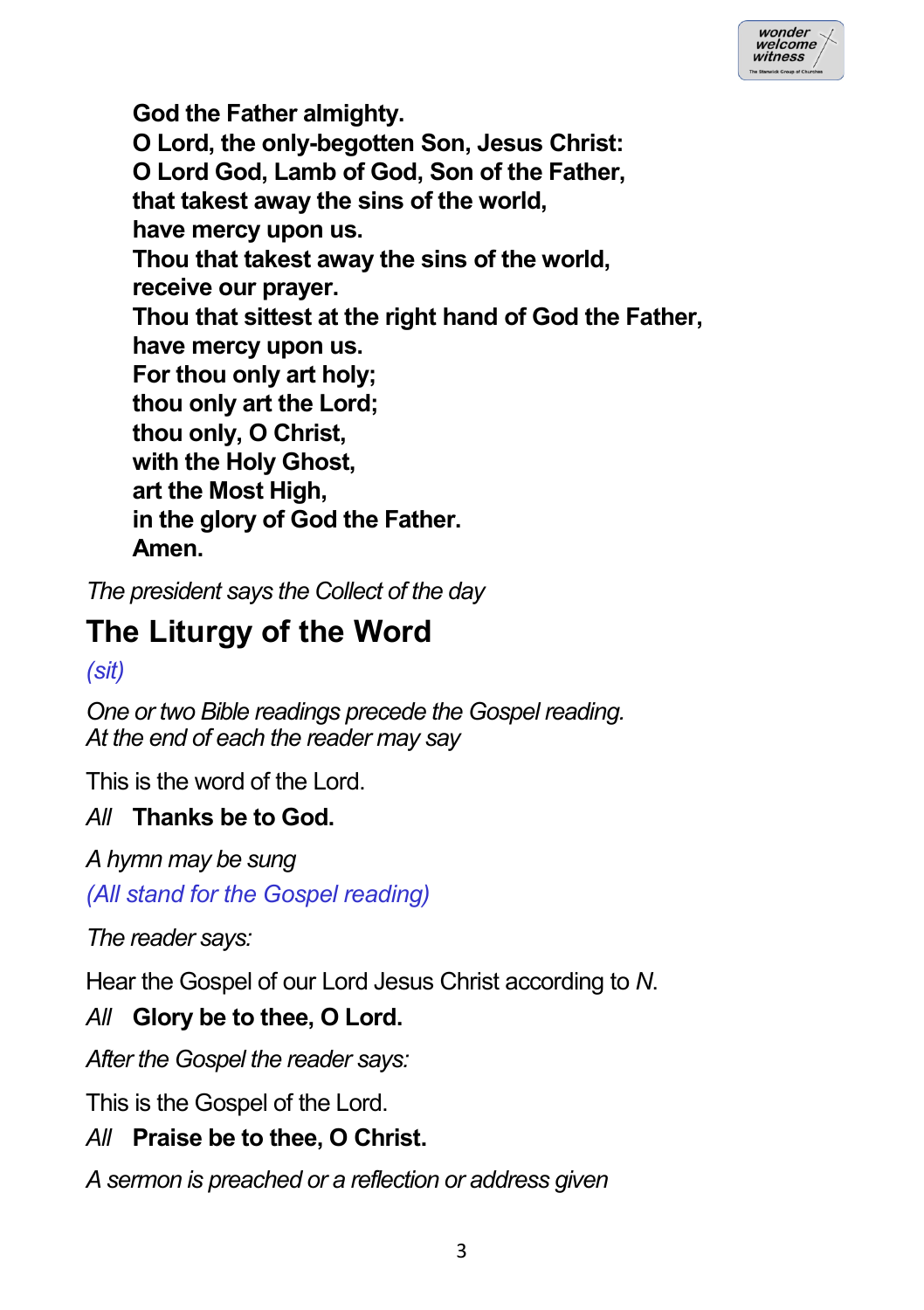**God the Father almighty.**
**O Lord, the only-begotten Son, Jesus Christ:**
**O Lord God, Lamb of God, Son of the Father,**
**that takest away the sins of the world,**
**have mercy upon us.**
**Thou that takest away the sins of the world,**
**receive our prayer.**
**Thou that sittest at the right hand of God the Father,**
**have mercy upon us.**
**For thou only art holy;**
**thou only art the Lord;**
**thou only, O Christ,**
**with the Holy Ghost,**
**art the Most High,**
**in the glory of God the Father.**
**Amen.**

*The president says the Collect of the day*

## The Liturgy of the Word

*(sit)*

*One or two Bible readings precede the Gospel reading.*
*At the end of each the reader may say*

This is the word of the Lord.

*All* **Thanks be to God.**

*A hymn may be sung*

*(All stand for the Gospel reading)*

*The reader says:*

Hear the Gospel of our Lord Jesus Christ according to *N*.

*All* **Glory be to thee, O Lord.**

*After the Gospel the reader says:*

This is the Gospel of the Lord.

*All* **Praise be to thee, O Christ.**

*A sermon is preached or a reflection or address given*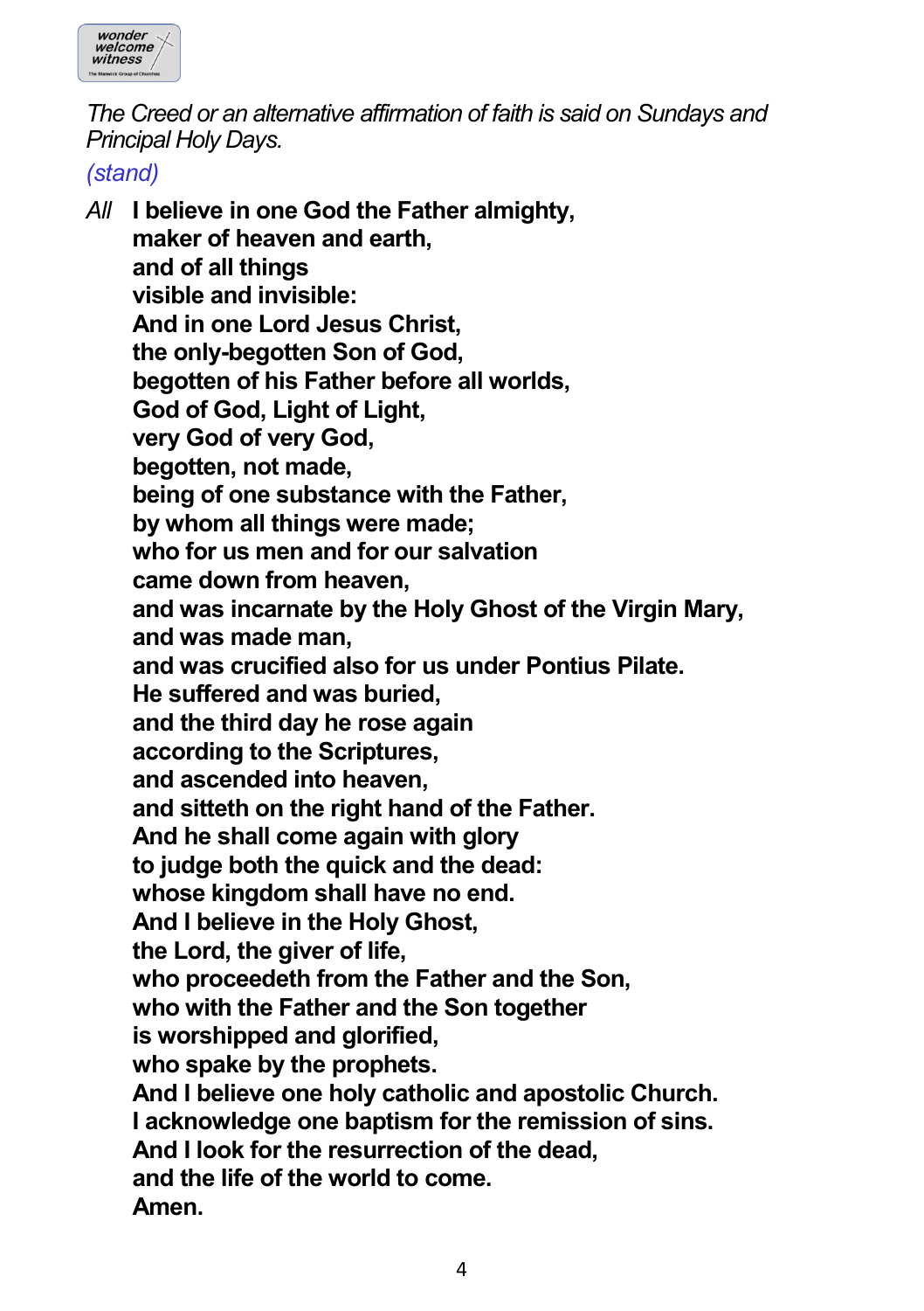*The Creed or an alternative affirmation of faith is said on Sundays and Principal Holy Days.*

*(stand)*

*All* **I believe in one God the Father almighty,**
**maker of heaven and earth,**
**and of all things**
**visible and invisible:**
**And in one Lord Jesus Christ,**
**the only-begotten Son of God,**
**begotten of his Father before all worlds,**
**God of God, Light of Light,**
**very God of very God,**
**begotten, not made,**
**being of one substance with the Father,**
**by whom all things were made;**
**who for us men and for our salvation**
**came down from heaven,**
**and was incarnate by the Holy Ghost of the Virgin Mary,**
**and was made man,**
**and was crucified also for us under Pontius Pilate.**
**He suffered and was buried,**
**and the third day he rose again**
**according to the Scriptures,**
**and ascended into heaven,**
**and sitteth on the right hand of the Father.**
**And he shall come again with glory**
**to judge both the quick and the dead:**
**whose kingdom shall have no end.**
**And I believe in the Holy Ghost,**
**the Lord, the giver of life,**
**who proceedeth from the Father and the Son,**
**who with the Father and the Son together**
**is worshipped and glorified,**
**who spake by the prophets.**
**And I believe one holy catholic and apostolic Church.**
**I acknowledge one baptism for the remission of sins.**
**And I look for the resurrection of the dead,**
**and the life of the world to come.**
**Amen.**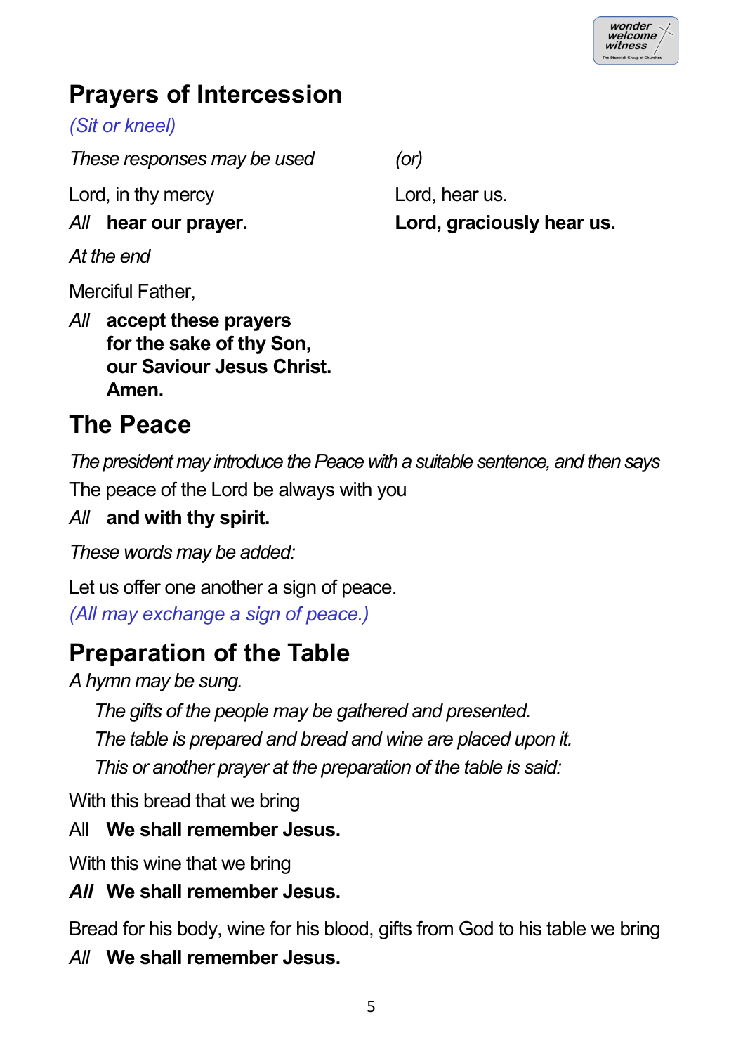## Prayers of Intercession

*(Sit or kneel)*

*These responses may be used*

Lord, in thy mercy
*All* **hear our prayer.**

*(or)*

Lord, hear us.
**Lord, graciously hear us.**

*At the end*

Merciful Father,

*All* **accept these prayers**
**for the sake of thy Son,**
**our Saviour Jesus Christ.**
**Amen.**

## The Peace

*The president may introduce the Peace with a suitable sentence, and then says*

The peace of the Lord be always with you

*All* **and with thy spirit.**

*These words may be added:*

Let us offer one another a sign of peace.
*(All may exchange a sign of peace.)*

## Preparation of the Table

*A hymn may be sung.*

*The gifts of the people may be gathered and presented.*
*The table is prepared and bread and wine are placed upon it.*
*This or another prayer at the preparation of the table is said:*

With this bread that we bring

All **We shall remember Jesus.**

With this wine that we bring

***All*** **We shall remember Jesus.**

Bread for his body, wine for his blood, gifts from God to his table we bring

*All* **We shall remember Jesus.**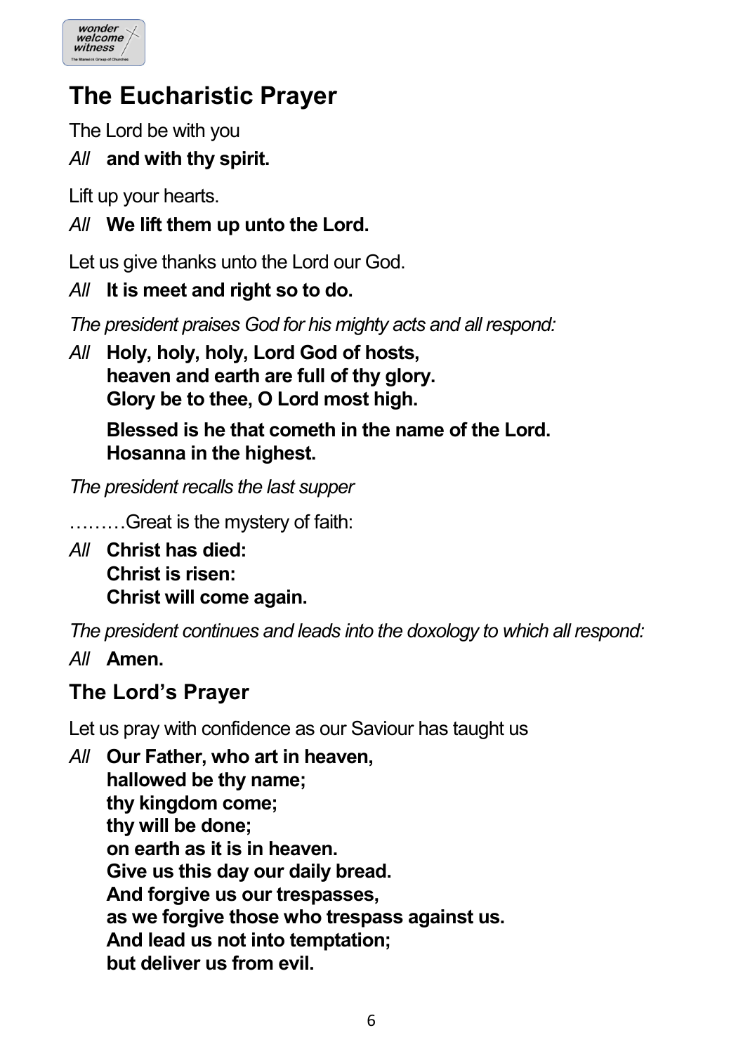## The Eucharistic Prayer

The Lord be with you

*All* **and with thy spirit.**

Lift up your hearts.

*All* **We lift them up unto the Lord.**

Let us give thanks unto the Lord our God.

*All* **It is meet and right so to do.**

*The president praises God for his mighty acts and all respond:*

*All* **Holy, holy, holy, Lord God of hosts,**
**heaven and earth are full of thy glory.**
**Glory be to thee, O Lord most high.**

**Blessed is he that cometh in the name of the Lord.**
**Hosanna in the highest.**

*The president recalls the last supper*

………Great is the mystery of faith:

*All* **Christ has died:**
**Christ is risen:**
**Christ will come again.**

*The president continues and leads into the doxology to which all respond:*

*All* **Amen.**

### The Lord's Prayer

Let us pray with confidence as our Saviour has taught us

*All* **Our Father, who art in heaven,**
**hallowed be thy name;**
**thy kingdom come;**
**thy will be done;**
**on earth as it is in heaven.**
**Give us this day our daily bread.**
**And forgive us our trespasses,**
**as we forgive those who trespass against us.**
**And lead us not into temptation;**
**but deliver us from evil.**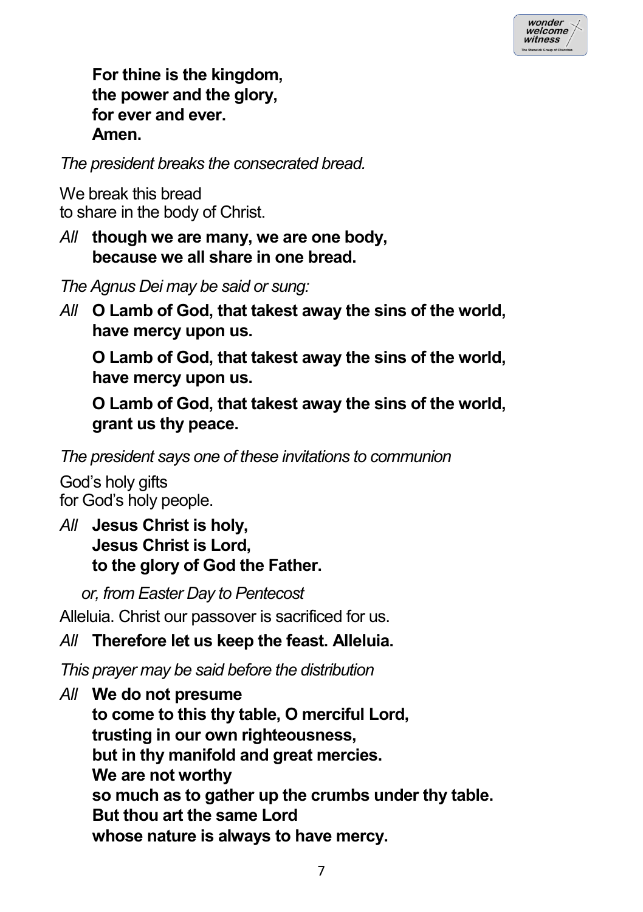**For thine is the kingdom,**
**the power and the glory,**
**for ever and ever.**
**Amen.**

*The president breaks the consecrated bread.*

We break this bread
to share in the body of Christ.

*All* **though we are many, we are one body,**
**because we all share in one bread.**

*The Agnus Dei may be said or sung:*

*All* **O Lamb of God, that takest away the sins of the world,**
**have mercy upon us.**

**O Lamb of God, that takest away the sins of the world,**
**have mercy upon us.**

**O Lamb of God, that takest away the sins of the world,**
**grant us thy peace.**

*The president says one of these invitations to communion*

God's holy gifts
for God's holy people.

*All* **Jesus Christ is holy,**
**Jesus Christ is Lord,**
**to the glory of God the Father.**

*or, from Easter Day to Pentecost*

Alleluia. Christ our passover is sacrificed for us.

*All* **Therefore let us keep the feast. Alleluia.**

*This prayer may be said before the distribution*

*All* **We do not presume**
**to come to this thy table, O merciful Lord,**
**trusting in our own righteousness,**
**but in thy manifold and great mercies.**
**We are not worthy**
**so much as to gather up the crumbs under thy table.**
**But thou art the same Lord**
**whose nature is always to have mercy.**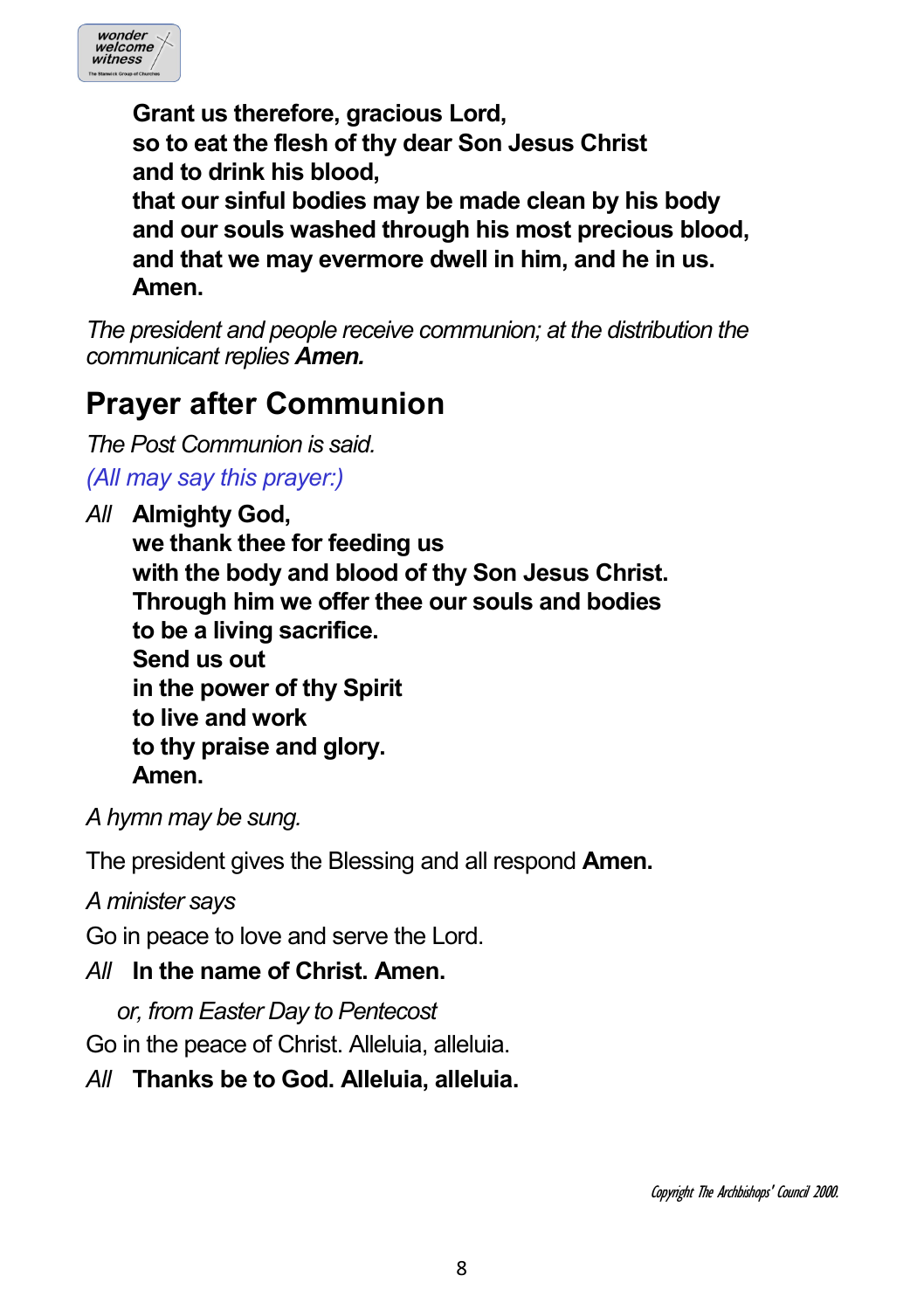**Grant us therefore, gracious Lord,**
**so to eat the flesh of thy dear Son Jesus Christ**
**and to drink his blood,**
**that our sinful bodies may be made clean by his body**
**and our souls washed through his most precious blood,**
**and that we may evermore dwell in him, and he in us.**
**Amen.**

*The president and people receive communion; at the distribution the communicant replies* ***Amen.***

## Prayer after Communion

*The Post Communion is said.*

*(All may say this prayer:)*

*All* **Almighty God,**
**we thank thee for feeding us**
**with the body and blood of thy Son Jesus Christ.**
**Through him we offer thee our souls and bodies**
**to be a living sacrifice.**
**Send us out**
**in the power of thy Spirit**
**to live and work**
**to thy praise and glory.**
**Amen.**

*A hymn may be sung.*

The president gives the Blessing and all respond **Amen.**

*A minister says*

Go in peace to love and serve the Lord.

*All* **In the name of Christ. Amen.**

*or, from Easter Day to Pentecost*

Go in the peace of Christ. Alleluia, alleluia.

*All* **Thanks be to God. Alleluia, alleluia.**

*Copyright The Archbishops' Council 2000.*